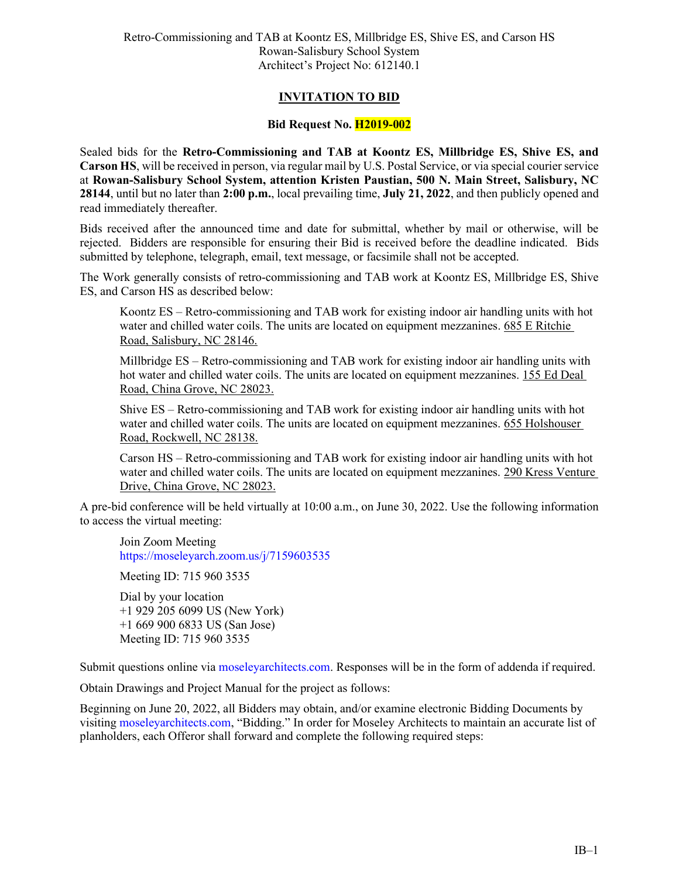Retro-Commissioning and TAB at Koontz ES, Millbridge ES, Shive ES, and Carson HS
Rowan-Salisbury School System
Architect's Project No: 612140.1

# INVITATION TO BID

## Bid Request No. H2019-002

Sealed bids for the **Retro-Commissioning and TAB at Koontz ES, Millbridge ES, Shive ES, and Carson HS**, will be received in person, via regular mail by U.S. Postal Service, or via special courier service at **Rowan-Salisbury School System, attention Kristen Paustian, 500 N. Main Street, Salisbury, NC 28144**, until but no later than **2:00 p.m.**, local prevailing time, **July 21, 2022**, and then publicly opened and read immediately thereafter.

Bids received after the announced time and date for submittal, whether by mail or otherwise, will be rejected. Bidders are responsible for ensuring their Bid is received before the deadline indicated. Bids submitted by telephone, telegraph, email, text message, or facsimile shall not be accepted.

The Work generally consists of retro-commissioning and TAB work at Koontz ES, Millbridge ES, Shive ES, and Carson HS as described below:

Koontz ES – Retro-commissioning and TAB work for existing indoor air handling units with hot water and chilled water coils. The units are located on equipment mezzanines. 685 E Ritchie Road, Salisbury, NC 28146.

Millbridge ES – Retro-commissioning and TAB work for existing indoor air handling units with hot water and chilled water coils. The units are located on equipment mezzanines. 155 Ed Deal Road, China Grove, NC 28023.

Shive ES – Retro-commissioning and TAB work for existing indoor air handling units with hot water and chilled water coils. The units are located on equipment mezzanines. 655 Holshouser Road, Rockwell, NC 28138.

Carson HS – Retro-commissioning and TAB work for existing indoor air handling units with hot water and chilled water coils. The units are located on equipment mezzanines. 290 Kress Venture Drive, China Grove, NC 28023.

A pre-bid conference will be held virtually at 10:00 a.m., on June 30, 2022. Use the following information to access the virtual meeting:

Join Zoom Meeting
https://moseleyarch.zoom.us/j/7159603535

Meeting ID: 715 960 3535

Dial by your location
+1 929 205 6099 US (New York)
+1 669 900 6833 US (San Jose)
Meeting ID: 715 960 3535

Submit questions online via moseleyarchitects.com. Responses will be in the form of addenda if required.

Obtain Drawings and Project Manual for the project as follows:

Beginning on June 20, 2022, all Bidders may obtain, and/or examine electronic Bidding Documents by visiting moseleyarchitects.com, "Bidding." In order for Moseley Architects to maintain an accurate list of planholders, each Offeror shall forward and complete the following required steps: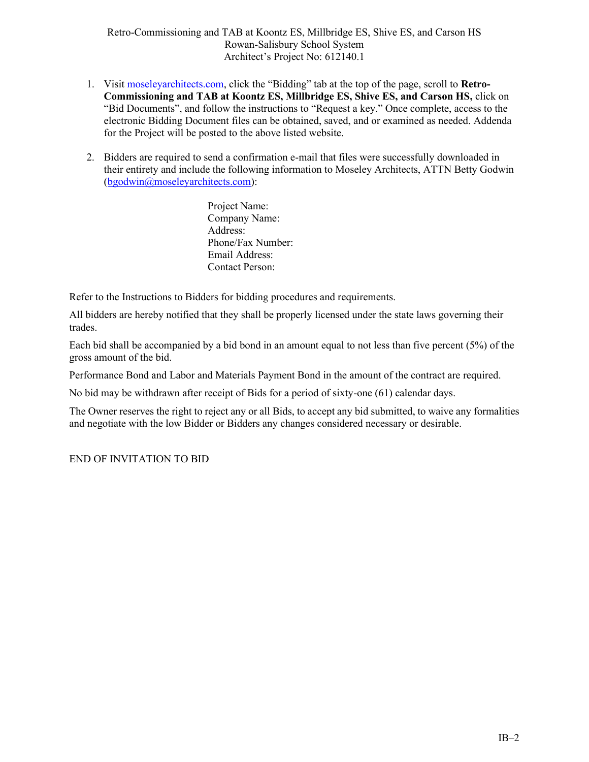1. Visit moseleyarchitects.com, click the "Bidding" tab at the top of the page, scroll to **Retro-Commissioning and TAB at Koontz ES, Millbridge ES, Shive ES, and Carson HS,** click on "Bid Documents", and follow the instructions to "Request a key." Once complete, access to the electronic Bidding Document files can be obtained, saved, and or examined as needed. Addenda for the Project will be posted to the above listed website.

2. Bidders are required to send a confirmation e-mail that files were successfully downloaded in their entirety and include the following information to Moseley Architects, ATTN Betty Godwin (bgodwin@moseleyarchitects.com):

   Project Name:
   Company Name:
   Address:
   Phone/Fax Number:
   Email Address:
   Contact Person:

Refer to the Instructions to Bidders for bidding procedures and requirements.

All bidders are hereby notified that they shall be properly licensed under the state laws governing their trades.

Each bid shall be accompanied by a bid bond in an amount equal to not less than five percent (5%) of the gross amount of the bid.

Performance Bond and Labor and Materials Payment Bond in the amount of the contract are required.

No bid may be withdrawn after receipt of Bids for a period of sixty-one (61) calendar days.

The Owner reserves the right to reject any or all Bids, to accept any bid submitted, to waive any formalities and negotiate with the low Bidder or Bidders any changes considered necessary or desirable.

END OF INVITATION TO BID